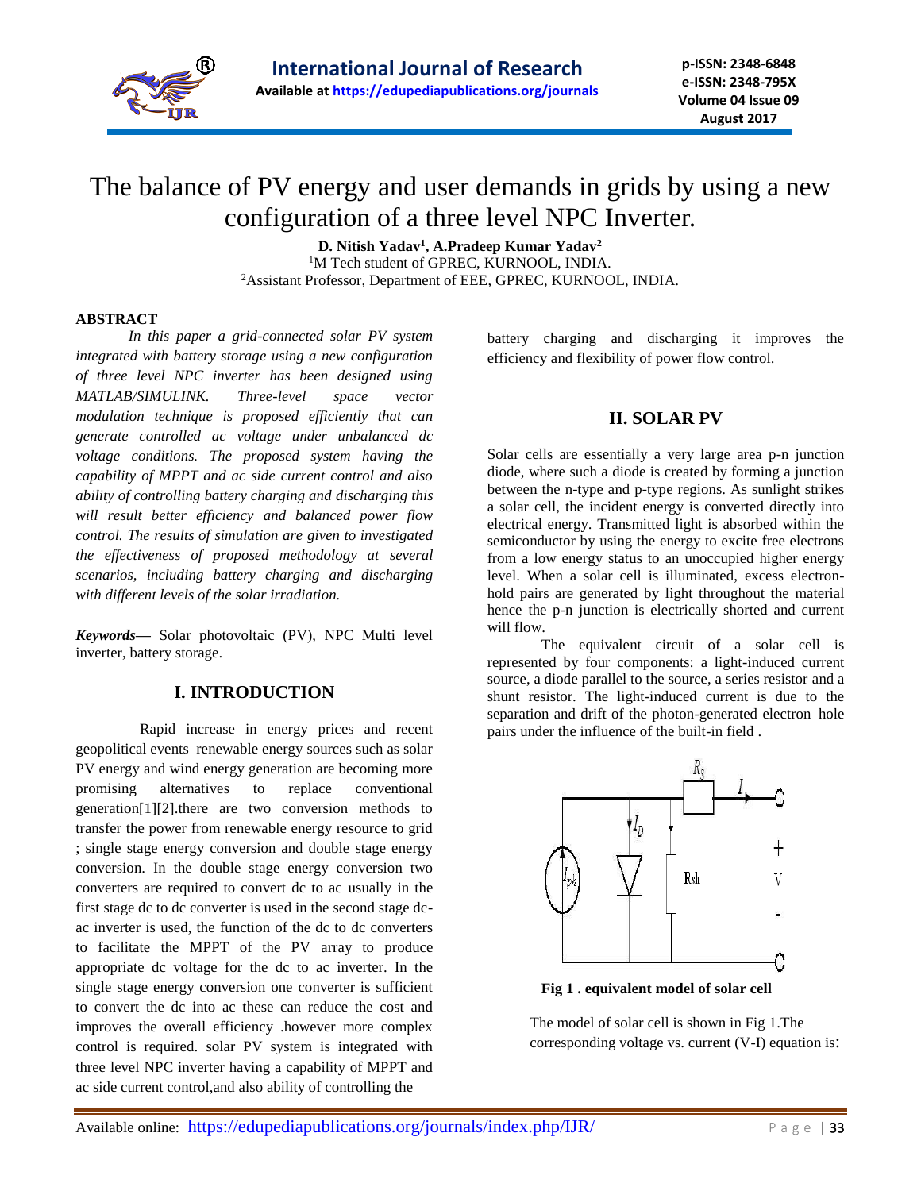# The balance of PV energy and user demands in grids by using a new configuration of a three level NPC Inverter.

**D. Nitish Yadav[1], A.Pradeep Kumar Yadav[2]**

[1]M Tech student of GPREC, KURNOOL, INDIA.

[2]Assistant Professor, Department of EEE, GPREC, KURNOOL, INDIA.

**ABSTRACT**

*In this paper a grid-connected solar PV system integrated with battery storage using a new configuration of three level NPC inverter has been designed using MATLAB/SIMULINK. Three-level space vector modulation technique is proposed efficiently that can generate controlled ac voltage under unbalanced dc voltage conditions. The proposed system having the capability of MPPT and ac side current control and also ability of controlling battery charging and discharging this will result better efficiency and balanced power flow control. The results of simulation are given to investigated the effectiveness of proposed methodology at several scenarios, including battery charging and discharging with different levels of the solar irradiation.*

***Keywords—*** Solar photovoltaic (PV), NPC Multi level inverter, battery storage.

## I. INTRODUCTION

Rapid increase in energy prices and recent geopolitical events renewable energy sources such as solar PV energy and wind energy generation are becoming more promising alternatives to replace conventional generation[1][2].there are two conversion methods to transfer the power from renewable energy resource to grid ; single stage energy conversion and double stage energy conversion. In the double stage energy conversion two converters are required to convert dc to ac usually in the first stage dc to dc converter is used in the second stage dc-ac inverter is used, the function of the dc to dc converters to facilitate the MPPT of the PV array to produce appropriate dc voltage for the dc to ac inverter. In the single stage energy conversion one converter is sufficient to convert the dc into ac these can reduce the cost and improves the overall efficiency .however more complex control is required. solar PV system is integrated with three level NPC inverter having a capability of MPPT and ac side current control,and also ability of controlling the battery charging and discharging it improves the efficiency and flexibility of power flow control.

## II. SOLAR PV

Solar cells are essentially a very large area p-n junction diode, where such a diode is created by forming a junction between the n-type and p-type regions. As sunlight strikes a solar cell, the incident energy is converted directly into electrical energy. Transmitted light is absorbed within the semiconductor by using the energy to excite free electrons from a low energy status to an unoccupied higher energy level. When a solar cell is illuminated, excess electron-hold pairs are generated by light throughout the material hence the p-n junction is electrically shorted and current will flow.

The equivalent circuit of a solar cell is represented by four components: a light-induced current source, a diode parallel to the source, a series resistor and a shunt resistor. The light-induced current is due to the separation and drift of the photon-generated electron–hole pairs under the influence of the built-in field .

**Fig 1 . equivalent model of solar cell**

The model of solar cell is shown in Fig 1.The corresponding voltage vs. current (V-I) equation is: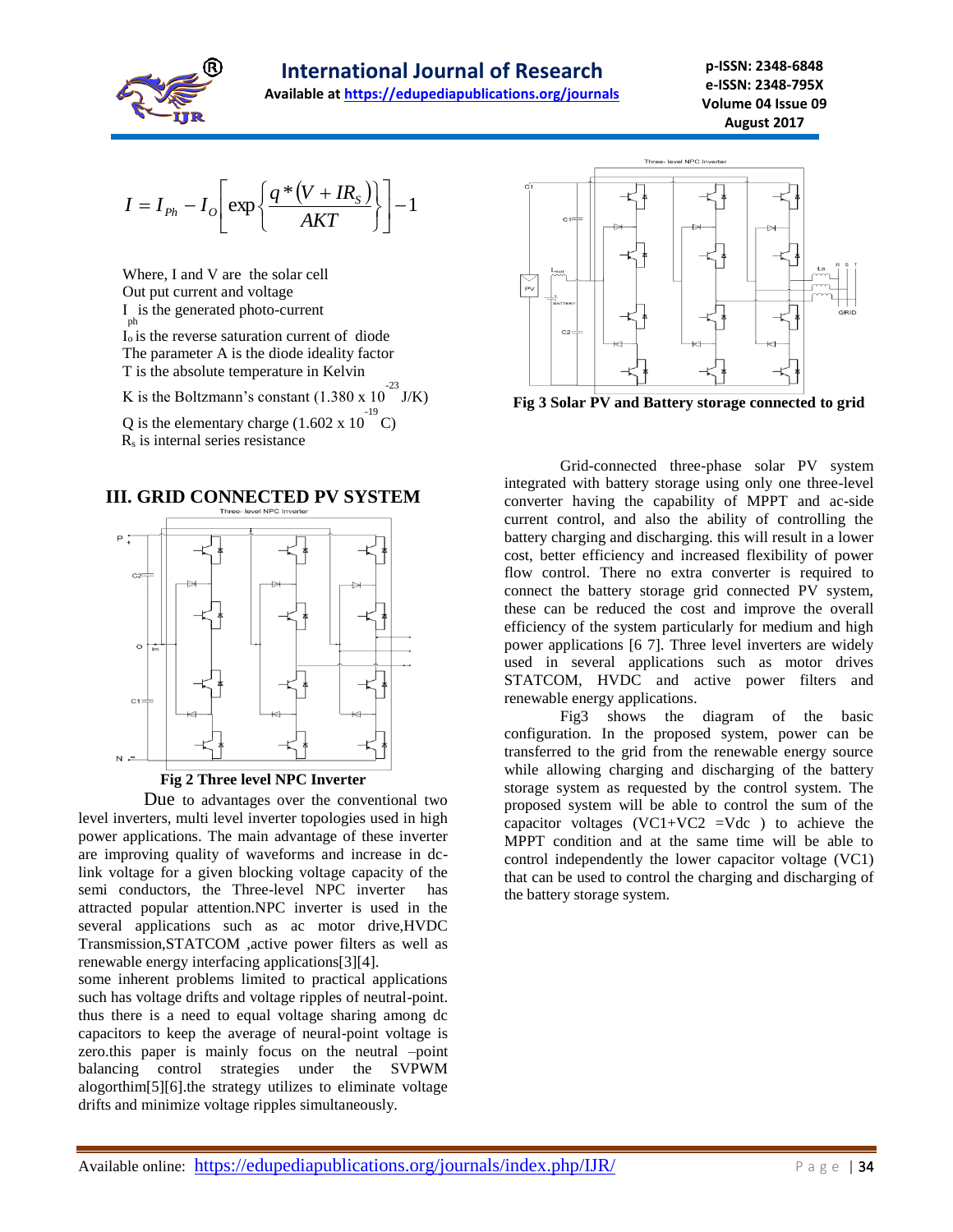$$I = I_{Ph} - I_O \left[ \exp\left\{ \frac{q*(V + IR_S)}{AKT} \right\} \right] - 1$$

Where, I and V are the solar cell Out put current and voltage

$I_{ph}$ is the generated photo-current

$I_o$ is the reverse saturation current of diode

The parameter A is the diode ideality factor

T is the absolute temperature in Kelvin

K is the Boltzmann's constant ($1.380 \times 10^{-23}$ J/K)

Q is the elementary charge ($1.602 \times 10^{-19}$ C)

$R_s$ is internal series resistance

## III. GRID CONNECTED PV SYSTEM

**Fig 2 Three level NPC Inverter**

Due to advantages over the conventional two level inverters, multi level inverter topologies used in high power applications. The main advantage of these inverter are improving quality of waveforms and increase in dc-link voltage for a given blocking voltage capacity of the semi conductors, the Three-level NPC inverter has attracted popular attention.NPC inverter is used in the several applications such as ac motor drive,HVDC Transmission,STATCOM ,active power filters as well as renewable energy interfacing applications[3][4].

some inherent problems limited to practical applications such has voltage drifts and voltage ripples of neutral-point. thus there is a need to equal voltage sharing among dc capacitors to keep the average of neural-point voltage is zero.this paper is mainly focus on the neutral –point balancing control strategies under the SVPWM alogorthim[5][6].the strategy utilizes to eliminate voltage drifts and minimize voltage ripples simultaneously.

**Fig 3 Solar PV and Battery storage connected to grid**

Grid-connected three-phase solar PV system integrated with battery storage using only one three-level converter having the capability of MPPT and ac-side current control, and also the ability of controlling the battery charging and discharging. this will result in a lower cost, better efficiency and increased flexibility of power flow control. There no extra converter is required to connect the battery storage grid connected PV system, these can be reduced the cost and improve the overall efficiency of the system particularly for medium and high power applications [6 7]. Three level inverters are widely used in several applications such as motor drives STATCOM, HVDC and active power filters and renewable energy applications.

Fig3 shows the diagram of the basic configuration. In the proposed system, power can be transferred to the grid from the renewable energy source while allowing charging and discharging of the battery storage system as requested by the control system. The proposed system will be able to control the sum of the capacitor voltages (VC1+VC2 =Vdc ) to achieve the MPPT condition and at the same time will be able to control independently the lower capacitor voltage (VC1) that can be used to control the charging and discharging of the battery storage system.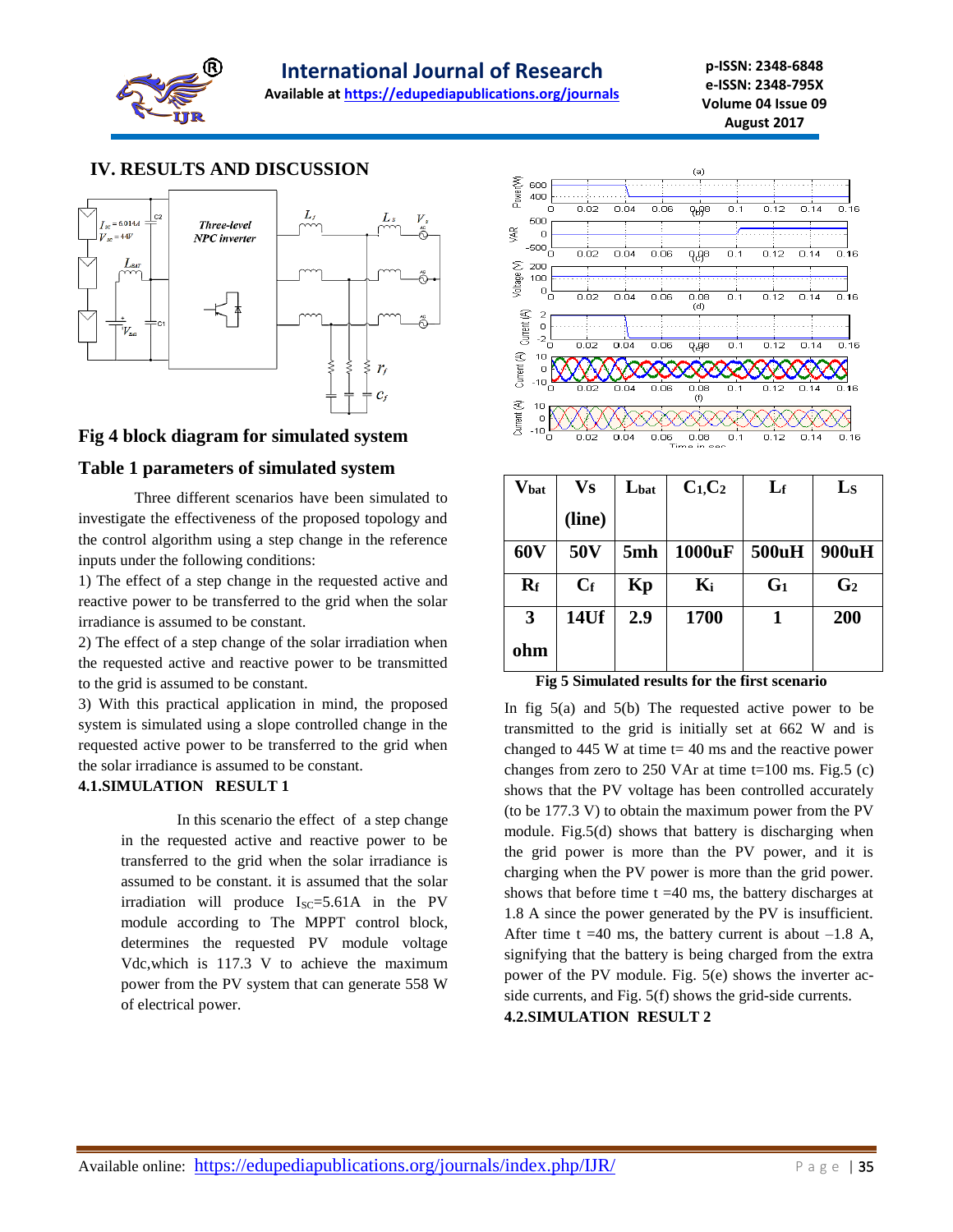## IV. RESULTS AND DISCUSSION

Fig 4 block diagram for simulated system

### Table 1 parameters of simulated system

| $V_{bat}$ | Vs (line) | $L_{bat}$ | $C_1$,$C_2$ | $L_f$ | $L_S$ |
|---|---|---|---|---|---|
| **60V** | **50V** | **5mh** | **1000uF** | **500uH** | **900uH** |
| $R_f$ | $C_f$ | **Kp** | $K_i$ | $G_1$ | $G_2$ |
| **3 ohm** | **14Uf** | **2.9** | **1700** | **1** | **200** |

Three different scenarios have been simulated to investigate the effectiveness of the proposed topology and the control algorithm using a step change in the reference inputs under the following conditions:

1) The effect of a step change in the requested active and reactive power to be transferred to the grid when the solar irradiance is assumed to be constant.

2) The effect of a step change of the solar irradiation when the requested active and reactive power to be transmitted to the grid is assumed to be constant.

3) With this practical application in mind, the proposed system is simulated using a slope controlled change in the requested active power to be transferred to the grid when the solar irradiance is assumed to be constant.

### 4.1.SIMULATION RESULT 1

In this scenario the effect of a step change in the requested active and reactive power to be transferred to the grid when the solar irradiance is assumed to be constant. it is assumed that the solar irradiation will produce $I_{SC}$=5.61A in the PV module according to The MPPT control block, determines the requested PV module voltage Vdc,which is 117.3 V to achieve the maximum power from the PV system that can generate 558 W of electrical power.

**Fig 5 Simulated results for the first scenario**

In fig 5(a) and 5(b) The requested active power to be transmitted to the grid is initially set at 662 W and is changed to 445 W at time t= 40 ms and the reactive power changes from zero to 250 VAr at time t=100 ms. Fig.5 (c) shows that the PV voltage has been controlled accurately (to be 177.3 V) to obtain the maximum power from the PV module. Fig.5(d) shows that battery is discharging when the grid power is more than the PV power, and it is charging when the PV power is more than the grid power. shows that before time t =40 ms, the battery discharges at 1.8 A since the power generated by the PV is insufficient. After time t =40 ms, the battery current is about –1.8 A, signifying that the battery is being charged from the extra power of the PV module. Fig. 5(e) shows the inverter ac-side currents, and Fig. 5(f) shows the grid-side currents.

### 4.2.SIMULATION RESULT 2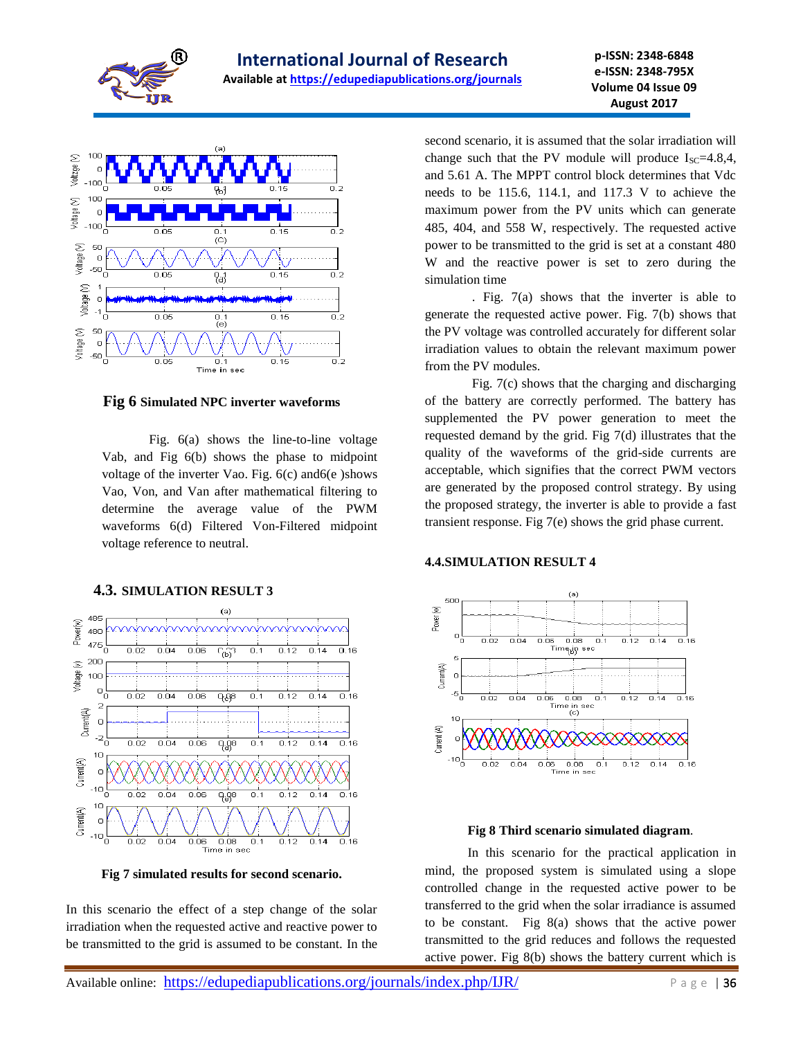**Fig 6** **Simulated NPC inverter waveforms**

Fig. 6(a) shows the line-to-line voltage Vab, and Fig 6(b) shows the phase to midpoint voltage of the inverter Vao. Fig. 6(c) and6(e )shows Vao, Von, and Van after mathematical filtering to determine the average value of the PWM waveforms 6(d) Filtered Von-Filtered midpoint voltage reference to neutral.

## 4.3. SIMULATION RESULT 3

**Fig 7 simulated results for second scenario.**

In this scenario the effect of a step change of the solar irradiation when the requested active and reactive power to be transmitted to the grid is assumed to be constant. In the second scenario, it is assumed that the solar irradiation will change such that the PV module will produce $I_{SC}$=4.8,4, and 5.61 A. The MPPT control block determines that Vdc needs to be 115.6, 114.1, and 117.3 V to achieve the maximum power from the PV units which can generate 485, 404, and 558 W, respectively. The requested active power to be transmitted to the grid is set at a constant 480 W and the reactive power is set to zero during the simulation time

. Fig. 7(a) shows that the inverter is able to generate the requested active power. Fig. 7(b) shows that the PV voltage was controlled accurately for different solar irradiation values to obtain the relevant maximum power from the PV modules.

Fig. 7(c) shows that the charging and discharging of the battery are correctly performed. The battery has supplemented the PV power generation to meet the requested demand by the grid. Fig 7(d) illustrates that the quality of the waveforms of the grid-side currents are acceptable, which signifies that the correct PWM vectors are generated by the proposed control strategy. By using the proposed strategy, the inverter is able to provide a fast transient response. Fig 7(e) shows the grid phase current.

## 4.4.SIMULATION RESULT 4

**Fig 8 Third scenario simulated diagram**.

In this scenario for the practical application in mind, the proposed system is simulated using a slope controlled change in the requested active power to be transferred to the grid when the solar irradiance is assumed to be constant. Fig 8(a) shows that the active power transmitted to the grid reduces and follows the requested active power. Fig 8(b) shows the battery current which is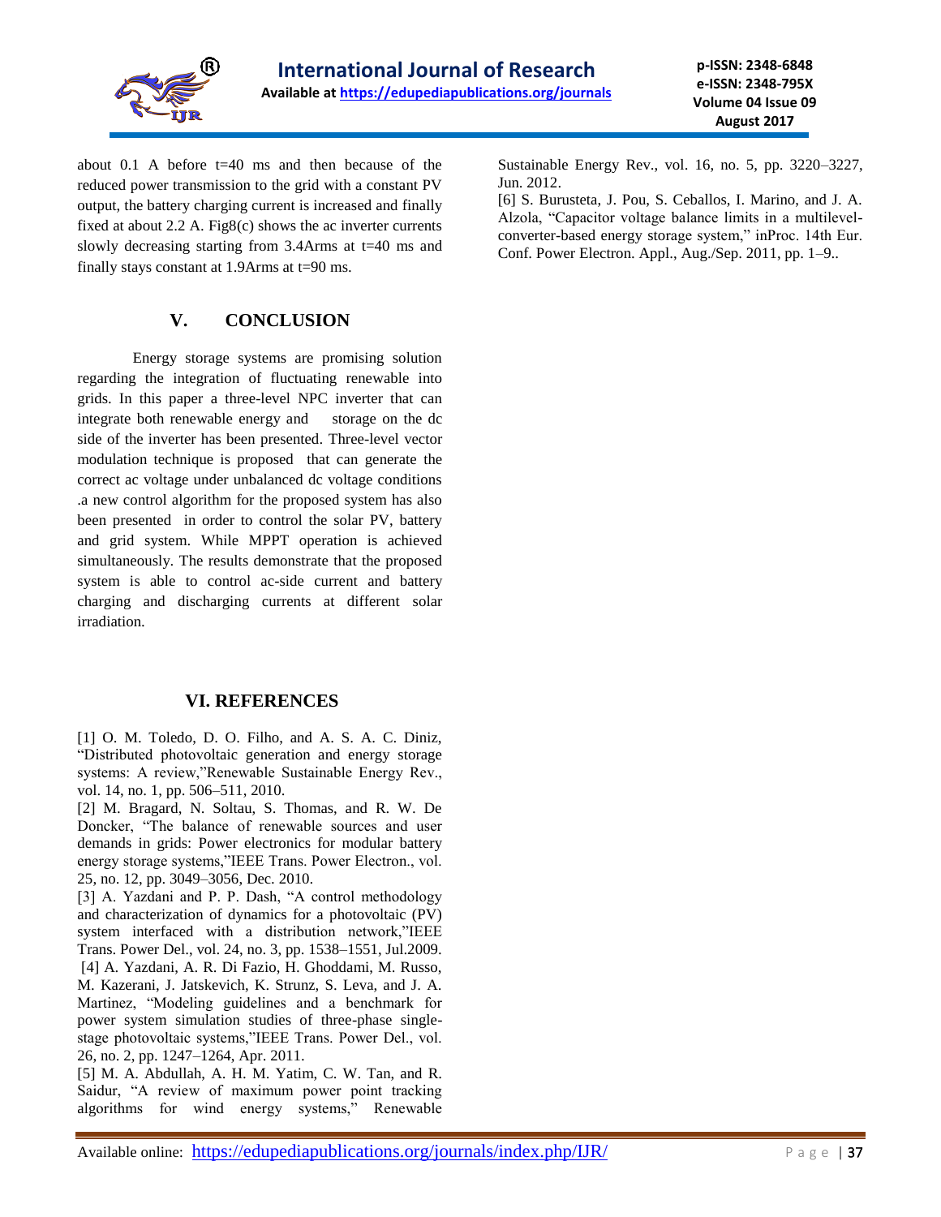about 0.1 A before t=40 ms and then because of the reduced power transmission to the grid with a constant PV output, the battery charging current is increased and finally fixed at about 2.2 A. Fig8(c) shows the ac inverter currents slowly decreasing starting from 3.4Arms at t=40 ms and finally stays constant at 1.9Arms at t=90 ms.

## V. CONCLUSION

Energy storage systems are promising solution regarding the integration of fluctuating renewable into grids. In this paper a three-level NPC inverter that can integrate both renewable energy and storage on the dc side of the inverter has been presented. Three-level vector modulation technique is proposed that can generate the correct ac voltage under unbalanced dc voltage conditions .a new control algorithm for the proposed system has also been presented in order to control the solar PV, battery and grid system. While MPPT operation is achieved simultaneously. The results demonstrate that the proposed system is able to control ac-side current and battery charging and discharging currents at different solar irradiation.

## VI. REFERENCES

[1] O. M. Toledo, D. O. Filho, and A. S. A. C. Diniz, "Distributed photovoltaic generation and energy storage systems: A review,"Renewable Sustainable Energy Rev., vol. 14, no. 1, pp. 506–511, 2010.

[2] M. Bragard, N. Soltau, S. Thomas, and R. W. De Doncker, "The balance of renewable sources and user demands in grids: Power electronics for modular battery energy storage systems,"IEEE Trans. Power Electron., vol. 25, no. 12, pp. 3049–3056, Dec. 2010.

[3] A. Yazdani and P. P. Dash, "A control methodology and characterization of dynamics for a photovoltaic (PV) system interfaced with a distribution network,"IEEE Trans. Power Del., vol. 24, no. 3, pp. 1538–1551, Jul.2009.

[4] A. Yazdani, A. R. Di Fazio, H. Ghoddami, M. Russo, M. Kazerani, J. Jatskevich, K. Strunz, S. Leva, and J. A. Martinez, "Modeling guidelines and a benchmark for power system simulation studies of three-phase single-stage photovoltaic systems,"IEEE Trans. Power Del., vol. 26, no. 2, pp. 1247–1264, Apr. 2011.

[5] M. A. Abdullah, A. H. M. Yatim, C. W. Tan, and R. Saidur, "A review of maximum power point tracking algorithms for wind energy systems," Renewable Sustainable Energy Rev., vol. 16, no. 5, pp. 3220–3227, Jun. 2012.

[6] S. Burusteta, J. Pou, S. Ceballos, I. Marino, and J. A. Alzola, "Capacitor voltage balance limits in a multilevel-converter-based energy storage system," inProc. 14th Eur. Conf. Power Electron. Appl., Aug./Sep. 2011, pp. 1–9..